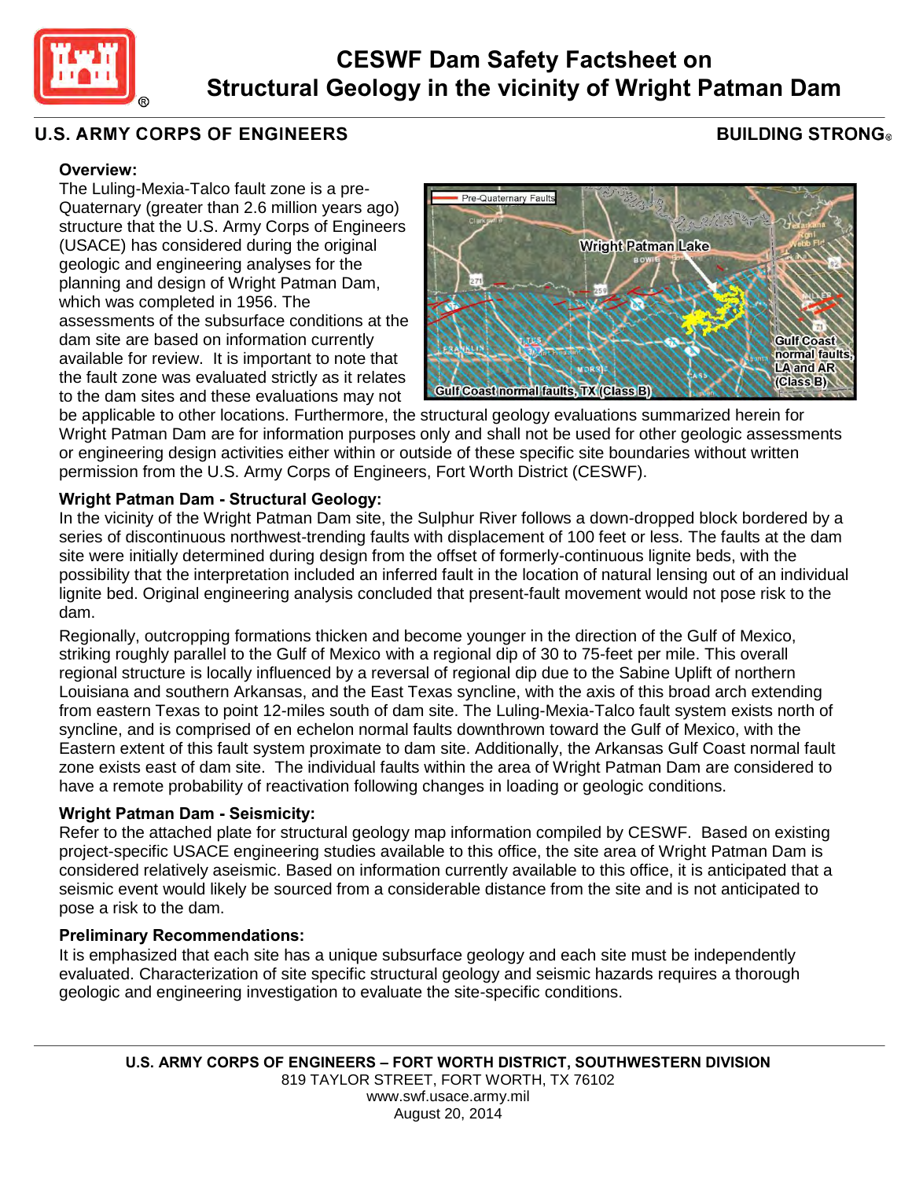# CESWF Dam Safety Factsheet on Structural Geology in the vicinity of Wright Patman Dam

**U.S. ARMY CORPS OF ENGINEERS** **BUILDING STRONG®**

### Overview:

The Luling-Mexia-Talco fault zone is a pre-Quaternary (greater than 2.6 million years ago) structure that the U.S. Army Corps of Engineers (USACE) has considered during the original geologic and engineering analyses for the planning and design of Wright Patman Dam, which was completed in 1956. The assessments of the subsurface conditions at the dam site are based on information currently available for review. It is important to note that the fault zone was evaluated strictly as it relates to the dam sites and these evaluations may not be applicable to other locations. Furthermore, the structural geology evaluations summarized herein for Wright Patman Dam are for information purposes only and shall not be used for other geologic assessments or engineering design activities either within or outside of these specific site boundaries without written permission from the U.S. Army Corps of Engineers, Fort Worth District (CESWF).

### Wright Patman Dam - Structural Geology:

In the vicinity of the Wright Patman Dam site, the Sulphur River follows a down-dropped block bordered by a series of discontinuous northwest-trending faults with displacement of 100 feet or less. The faults at the dam site were initially determined during design from the offset of formerly-continuous lignite beds, with the possibility that the interpretation included an inferred fault in the location of natural lensing out of an individual lignite bed. Original engineering analysis concluded that present-fault movement would not pose risk to the dam.

Regionally, outcropping formations thicken and become younger in the direction of the Gulf of Mexico, striking roughly parallel to the Gulf of Mexico with a regional dip of 30 to 75-feet per mile. This overall regional structure is locally influenced by a reversal of regional dip due to the Sabine Uplift of northern Louisiana and southern Arkansas, and the East Texas syncline, with the axis of this broad arch extending from eastern Texas to point 12-miles south of dam site. The Luling-Mexia-Talco fault system exists north of syncline, and is comprised of en echelon normal faults downthrown toward the Gulf of Mexico, with the Eastern extent of this fault system proximate to dam site. Additionally, the Arkansas Gulf Coast normal fault zone exists east of dam site. The individual faults within the area of Wright Patman Dam are considered to have a remote probability of reactivation following changes in loading or geologic conditions.

### Wright Patman Dam - Seismicity:

Refer to the attached plate for structural geology map information compiled by CESWF. Based on existing project-specific USACE engineering studies available to this office, the site area of Wright Patman Dam is considered relatively aseismic. Based on information currently available to this office, it is anticipated that a seismic event would likely be sourced from a considerable distance from the site and is not anticipated to pose a risk to the dam.

### Preliminary Recommendations:

It is emphasized that each site has a unique subsurface geology and each site must be independently evaluated. Characterization of site specific structural geology and seismic hazards requires a thorough geologic and engineering investigation to evaluate the site-specific conditions.

**U.S. ARMY CORPS OF ENGINEERS – FORT WORTH DISTRICT, SOUTHWESTERN DIVISION**
819 TAYLOR STREET, FORT WORTH, TX 76102
www.swf.usace.army.mil
August 20, 2014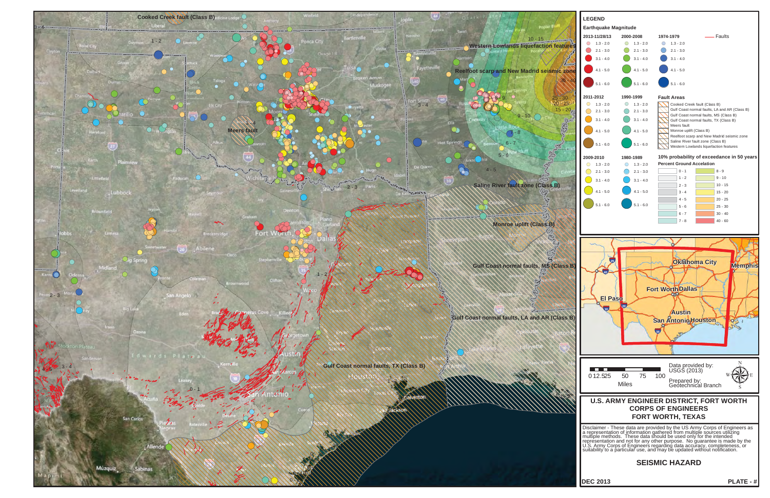## LEGEND

**Earthquake Magnitude**

2013-11/28/13
- 1.3 - 2.0
- 2.1 - 3.0
- 3.1 - 4.0
- 4.1 - 5.0
- 5.1 - 6.0

2000-2008
- 1.3 - 2.0
- 2.1 - 3.0
- 3.1 - 4.0
- 4.1 - 5.0
- 5.1 - 6.0

1974-1979
- 1.3 - 2.0
- 2.1 - 3.0
- 3.1 - 4.0
- 4.1 - 5.0
- 5.1 - 6.0

Faults

2011-2012
- 1.3 - 2.0
- 2.1 - 3.0
- 3.1 - 4.0
- 4.1 - 5.0
- 5.1 - 6.0

1990-1999
- 1.3 - 2.0
- 2.1 - 3.0
- 3.1 - 4.0
- 4.1 - 5.0
- 5.1 - 6.0

**Fault Areas**
- Cooked Creek fault (Class B)
- Gulf Coast normal faults, LA and AR (Class B)
- Gulf Coast normal faults, MS (Class B)
- Gulf Coast normal faults, TX (Class B)
- Meers fault
- Monroe uplift (Class B)
- Reelfoot scarp and New Madrid seismic zone
- Saline River fault zone (Class B)
- Western Lowlands liquefaction features

2009-2010
- 1.3 - 2.0
- 2.1 - 3.0
- 3.1 - 4.0
- 4.1 - 5.0
- 5.1 - 6.0

1980-1989
- 1.3 - 2.0
- 2.1 - 3.0
- 3.1 - 4.0
- 4.1 - 5.0
- 5.1 - 6.0

**10% probability of exceedance in 50 years**

**Percent Ground Accelation**

| | |
|---|---|
| 0 - 1 | 8 - 9 |
| 1 - 2 | 9 - 10 |
| 2 - 3 | 10 - 15 |
| 3 - 4 | 15 - 20 |
| 4 - 5 | 20 - 25 |
| 5 - 6 | 25 - 30 |
| 6 - 7 | 30 - 40 |
| 7 - 8 | 40 - 60 |

0 12.5 25 50 75 100
Miles

Data provided by:
USGS (2013)

Prepared by:
Geotechnical Branch

## U.S. ARMY ENGINEER DISTRICT, FORT WORTH
## CORPS OF ENGINEERS
## FORT WORTH, TEXAS

Disclaimer - These data are provided by the US Army Corps of Engineers as a representation of information gathered from multiple sources utilizing multiple methods. These data should be used only for the intended representation and not for any other purpose. No guarantee is made by the U.S. Army Corps of Engineers regarding data accuracy, completeness, or suitability to a particular use, and may be updated without notification.

## SEISMIC HAZARD

DEC 2013

PLATE - #